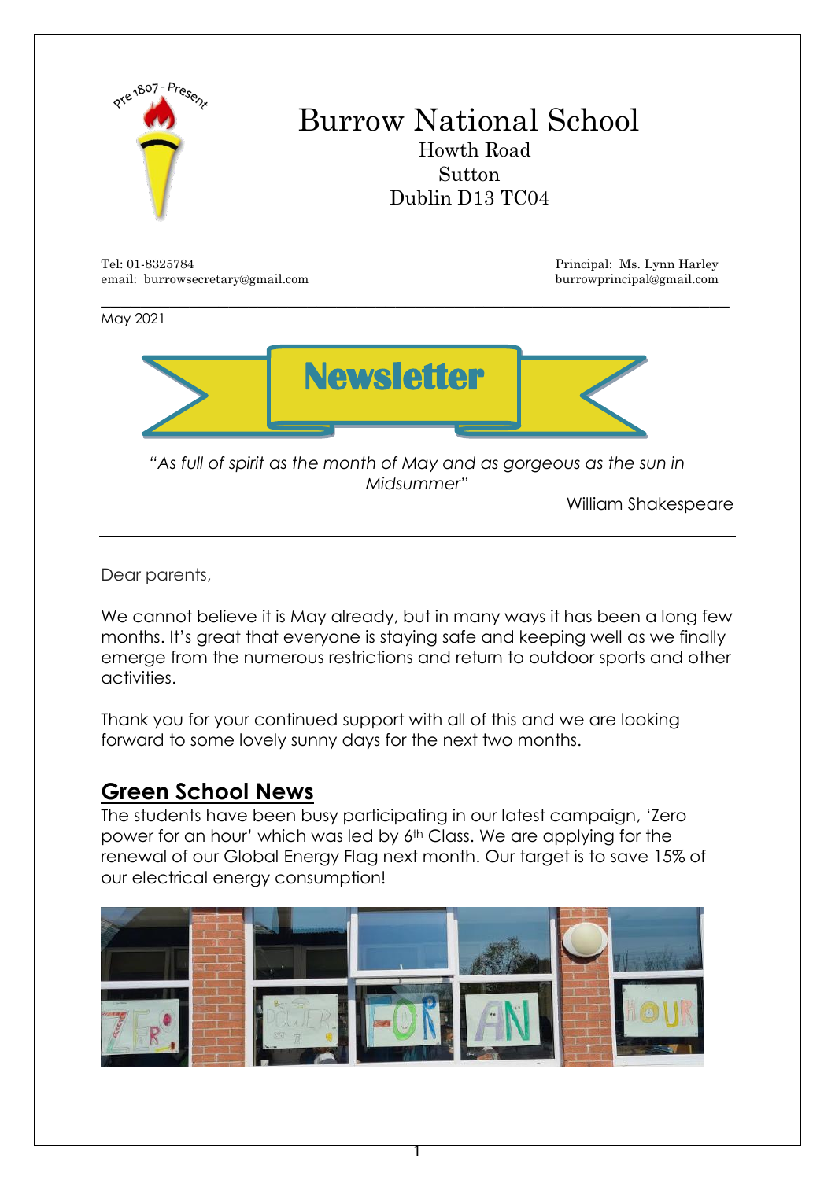# Burrow National School

Howth Road
Sutton
Dublin D13 TC04

Tel: 01-8325784
email: burrowsecretary@gmail.com

Principal: Ms. Lynn Harley
burrowprincipal@gmail.com

May 2021

## Newsletter

*"As full of spirit as the month of May and as gorgeous as the sun in Midsummer"*

William Shakespeare

Dear parents,

We cannot believe it is May already, but in many ways it has been a long few months. It's great that everyone is staying safe and keeping well as we finally emerge from the numerous restrictions and return to outdoor sports and other activities.

Thank you for your continued support with all of this and we are looking forward to some lovely sunny days for the next two months.

## Green School News

The students have been busy participating in our latest campaign, 'Zero power for an hour' which was led by 6th Class. We are applying for the renewal of our Global Energy Flag next month. Our target is to save 15% of our electrical energy consumption!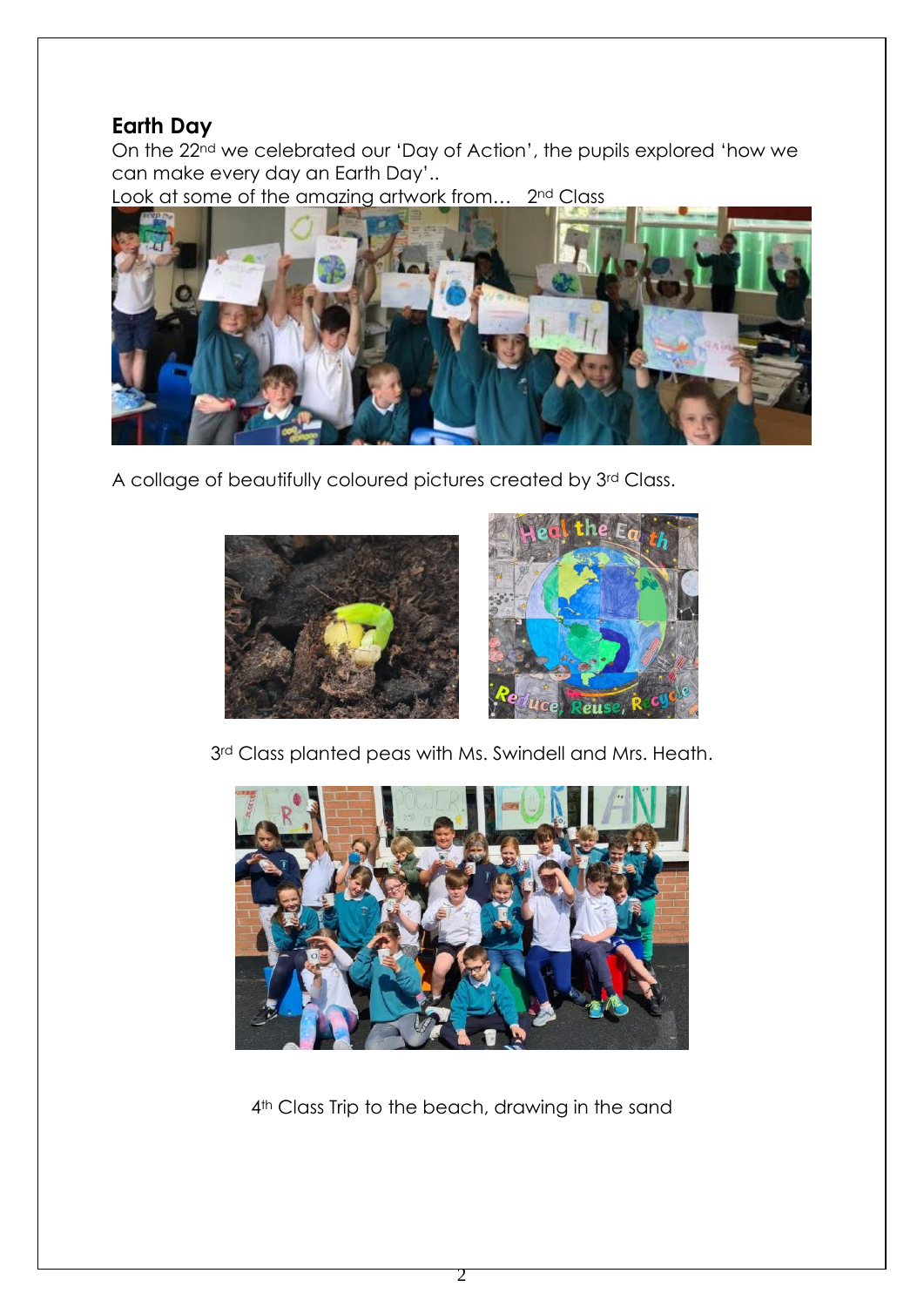## Earth Day

On the 22nd we celebrated our 'Day of Action', the pupils explored 'how we can make every day an Earth Day'..

Look at some of the amazing artwork from… 2nd Class

A collage of beautifully coloured pictures created by 3rd Class.

3rd Class planted peas with Ms. Swindell and Mrs. Heath.

4th Class Trip to the beach, drawing in the sand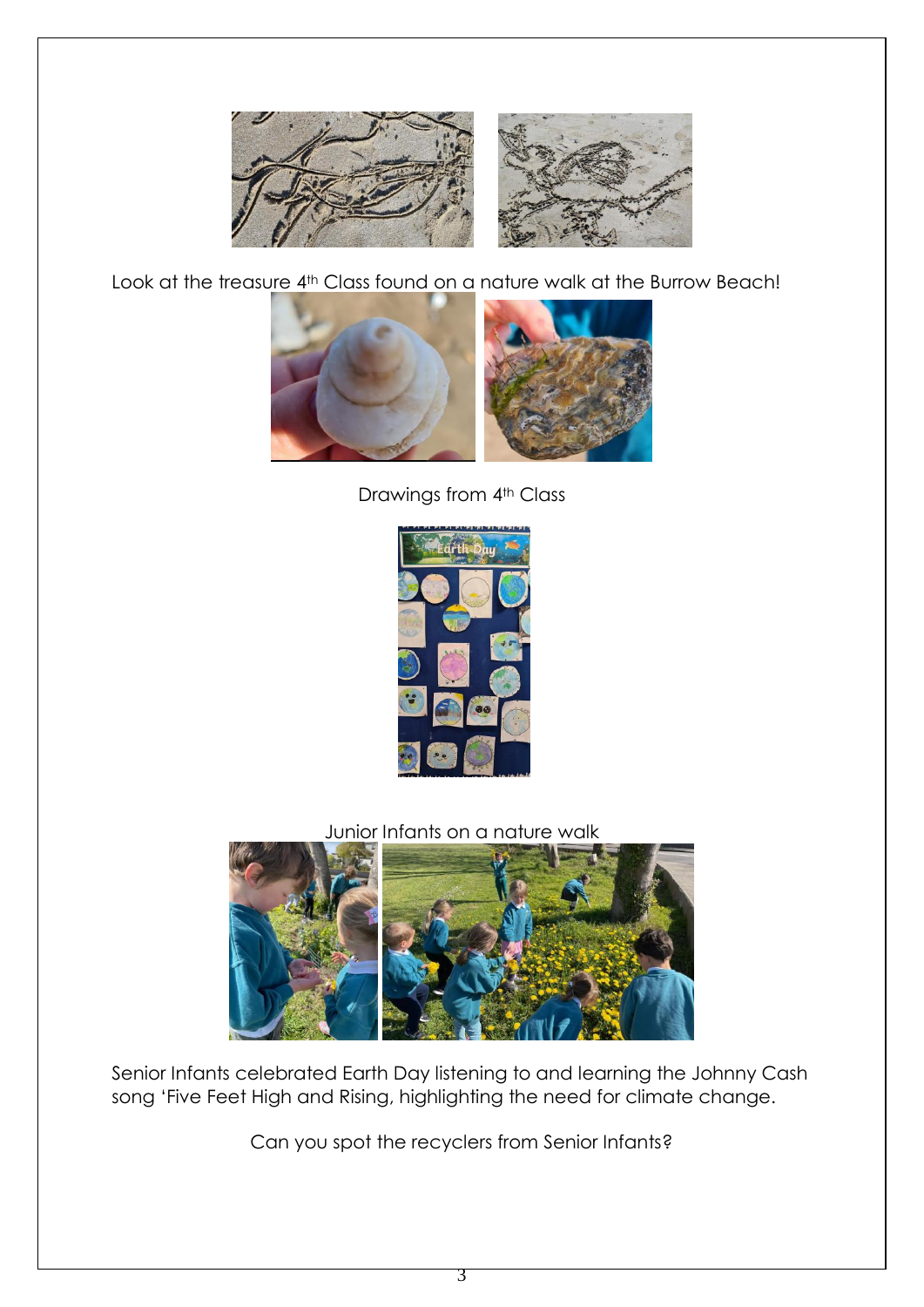Look at the treasure 4th Class found on a nature walk at the Burrow Beach!

Drawings from 4th Class

Junior Infants on a nature walk

Senior Infants celebrated Earth Day listening to and learning the Johnny Cash song 'Five Feet High and Rising, highlighting the need for climate change.

Can you spot the recyclers from Senior Infants?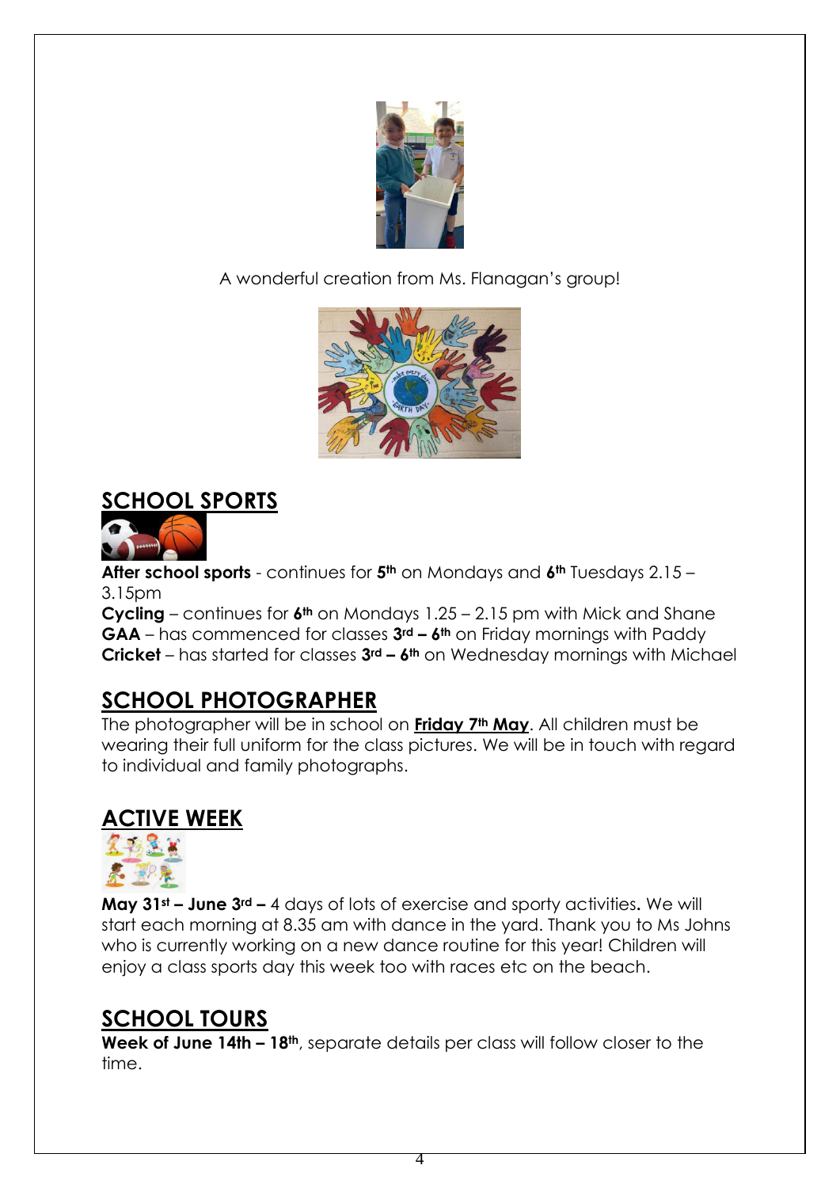A wonderful creation from Ms. Flanagan's group!

## SCHOOL SPORTS

**After school sports** - continues for **5th** on Mondays and **6th** Tuesdays 2.15 – 3.15pm

**Cycling** – continues for **6th** on Mondays 1.25 – 2.15 pm with Mick and Shane

**GAA** – has commenced for classes **3rd – 6th** on Friday mornings with Paddy

**Cricket** – has started for classes **3rd – 6th** on Wednesday mornings with Michael

## SCHOOL PHOTOGRAPHER

The photographer will be in school on **Friday 7th May**. All children must be wearing their full uniform for the class pictures. We will be in touch with regard to individual and family photographs.

## ACTIVE WEEK

**May 31st – June 3rd –** 4 days of lots of exercise and sporty activities**.** We will start each morning at 8.35 am with dance in the yard. Thank you to Ms Johns who is currently working on a new dance routine for this year! Children will enjoy a class sports day this week too with races etc on the beach.

## SCHOOL TOURS

**Week of June 14th – 18th**, separate details per class will follow closer to the time.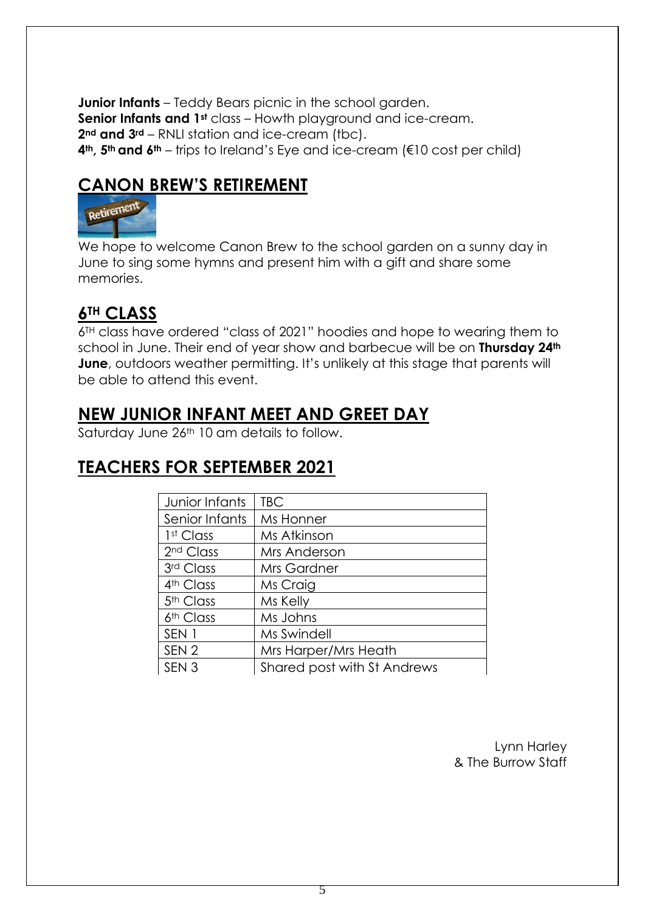**Junior Infants** – Teddy Bears picnic in the school garden.
**Senior Infants and 1st** class – Howth playground and ice-cream.
**2nd and 3rd** – RNLI station and ice-cream (tbc).
**4th, 5th and 6th** – trips to Ireland's Eye and ice-cream (€10 cost per child)

## CANON BREW'S RETIREMENT

We hope to welcome Canon Brew to the school garden on a sunny day in June to sing some hymns and present him with a gift and share some memories.

## 6TH CLASS

6TH class have ordered "class of 2021" hoodies and hope to wearing them to school in June. Their end of year show and barbecue will be on **Thursday 24th June**, outdoors weather permitting. It's unlikely at this stage that parents will be able to attend this event.

## NEW JUNIOR INFANT MEET AND GREET DAY

Saturday June 26th 10 am details to follow.

## TEACHERS FOR SEPTEMBER 2021

| | |
|---|---|
| Junior Infants | TBC |
| Senior Infants | Ms Honner |
| 1st Class | Ms Atkinson |
| 2nd Class | Mrs Anderson |
| 3rd Class | Mrs Gardner |
| 4th Class | Ms Craig |
| 5th Class | Ms Kelly |
| 6th Class | Ms Johns |
| SEN 1 | Ms Swindell |
| SEN 2 | Mrs Harper/Mrs Heath |
| SEN 3 | Shared post with St Andrews |

Lynn Harley
& The Burrow Staff